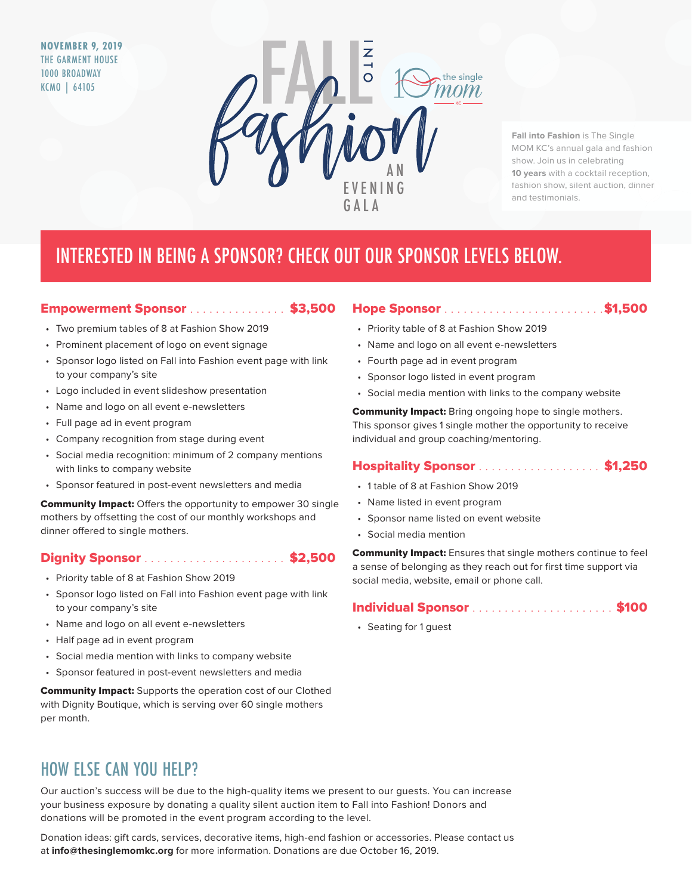**NOVEMBER 9, 2019**
THE GARMENT HOUSE
1000 BROADWAY
KCMO | 64105

# FALL INTO fashion
AN EVENING GALA

10 the single mom KC

**Fall into Fashion** is The Single MOM KC's annual gala and fashion show. Join us in celebrating **10 years** with a cocktail reception, fashion show, silent auction, dinner and testimonials.

## INTERESTED IN BEING A SPONSOR? CHECK OUT OUR SPONSOR LEVELS BELOW.

### Empowerment Sponsor ................ $3,500

- Two premium tables of 8 at Fashion Show 2019
- Prominent placement of logo on event signage
- Sponsor logo listed on Fall into Fashion event page with link to your company's site
- Logo included in event slideshow presentation
- Name and logo on all event e-newsletters
- Full page ad in event program
- Company recognition from stage during event
- Social media recognition: minimum of 2 company mentions with links to company website
- Sponsor featured in post-event newsletters and media

**Community Impact:** Offers the opportunity to empower 30 single mothers by offsetting the cost of our monthly workshops and dinner offered to single mothers.

### Dignity Sponsor ...................... $2,500

- Priority table of 8 at Fashion Show 2019
- Sponsor logo listed on Fall into Fashion event page with link to your company's site
- Name and logo on all event e-newsletters
- Half page ad in event program
- Social media mention with links to company website
- Sponsor featured in post-event newsletters and media

**Community Impact:** Supports the operation cost of our Clothed with Dignity Boutique, which is serving over 60 single mothers per month.

### Hope Sponsor ......................... $1,500

- Priority table of 8 at Fashion Show 2019
- Name and logo on all event e-newsletters
- Fourth page ad in event program
- Sponsor logo listed in event program
- Social media mention with links to the company website

**Community Impact:** Bring ongoing hope to single mothers. This sponsor gives 1 single mother the opportunity to receive individual and group coaching/mentoring.

### Hospitality Sponsor ................... $1,250

- 1 table of 8 at Fashion Show 2019
- Name listed in event program
- Sponsor name listed on event website
- Social media mention

**Community Impact:** Ensures that single mothers continue to feel a sense of belonging as they reach out for first time support via social media, website, email or phone call.

### Individual Sponsor ...................... $100

- Seating for 1 guest

## HOW ELSE CAN YOU HELP?

Our auction's success will be due to the high-quality items we present to our guests. You can increase your business exposure by donating a quality silent auction item to Fall into Fashion! Donors and donations will be promoted in the event program according to the level.

Donation ideas: gift cards, services, decorative items, high-end fashion or accessories. Please contact us at **info@thesinglemomkc.org** for more information. Donations are due October 16, 2019.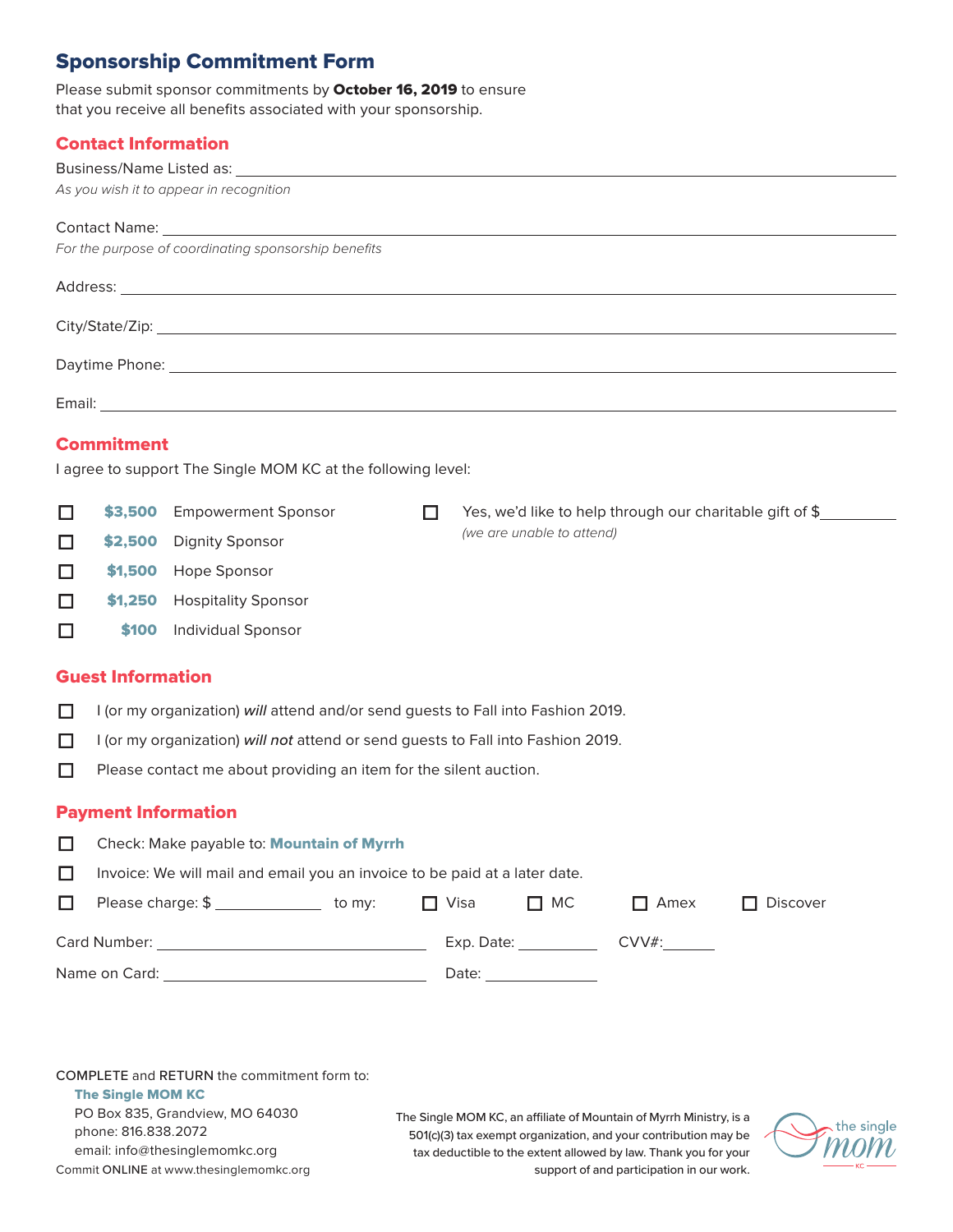## Sponsorship Commitment Form

Please submit sponsor commitments by **October 16, 2019** to ensure that you receive all benefits associated with your sponsorship.

### Contact Information

Business/Name Listed as: ____________________
*As you wish it to appear in recognition*

Contact Name: ____________________
*For the purpose of coordinating sponsorship benefits*

Address: ____________________

City/State/Zip: ____________________

Daytime Phone: ____________________

Email: ____________________

### Commitment

I agree to support The Single MOM KC at the following level:

- ☐ **$3,500** Empowerment Sponsor
- ☐ **$2,500** Dignity Sponsor
- ☐ **$1,500** Hope Sponsor
- ☐ **$1,250** Hospitality Sponsor
- ☐ **$100** Individual Sponsor

☐ Yes, we'd like to help through our charitable gift of $__________
*(we are unable to attend)*

### Guest Information

- ☐ I (or my organization) *will* attend and/or send guests to Fall into Fashion 2019.
- ☐ I (or my organization) ***will not*** attend or send guests to Fall into Fashion 2019.
- ☐ Please contact me about providing an item for the silent auction.

### Payment Information

- ☐ Check: Make payable to: **Mountain of Myrrh**
- ☐ Invoice: We will mail and email you an invoice to be paid at a later date.
- ☐ Please charge: $ __________ to my: ☐ Visa ☐ MC ☐ Amex ☐ Discover

Card Number: ____________________ Exp. Date: __________ CVV#:______

Name on Card: ____________________ Date: __________

COMPLETE and RETURN the commitment form to:
**The Single MOM KC**
PO Box 835, Grandview, MO 64030
phone: 816.838.2072
email: info@thesinglemomkc.org
Commit ONLINE at www.thesinglemomkc.org

The Single MOM KC, an affiliate of Mountain of Myrrh Ministry, is a 501(c)(3) tax exempt organization, and your contribution may be tax deductible to the extent allowed by law. Thank you for your support of and participation in our work.

the single mom KC